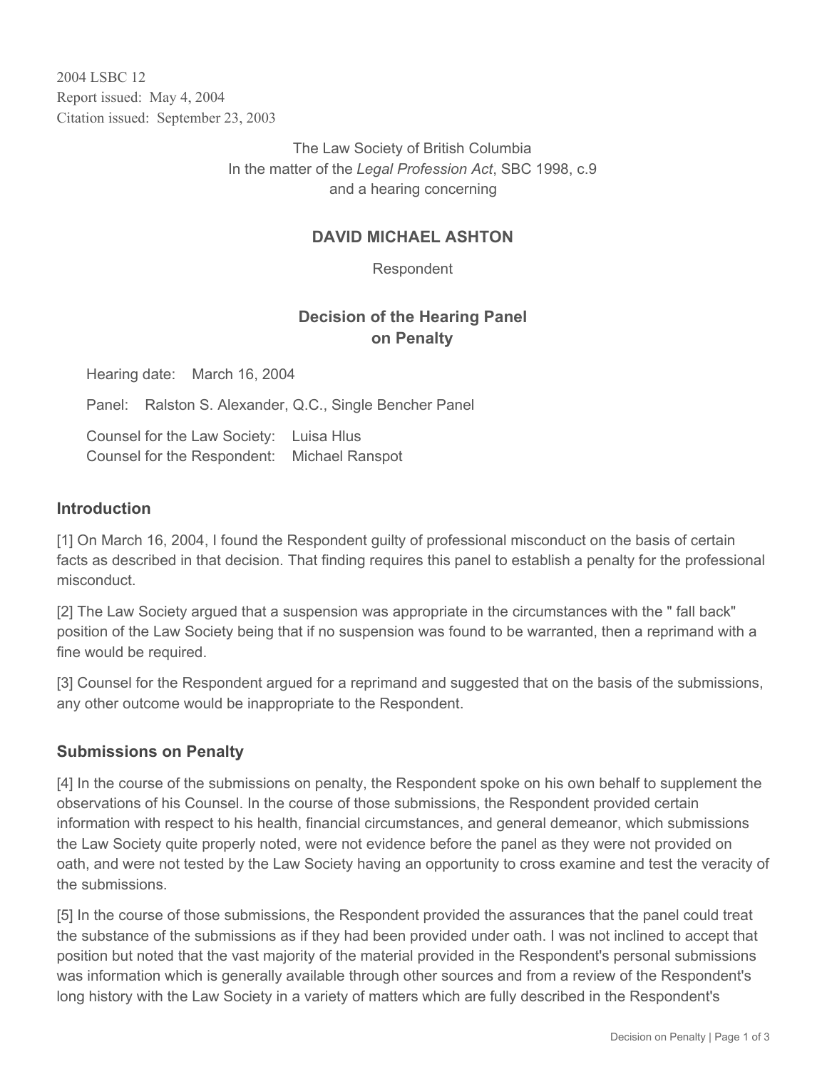2004 LSBC 12
Report issued: May 4, 2004
Citation issued: September 23, 2003

The Law Society of British Columbia
In the matter of the *Legal Profession Act*, SBC 1998, c.9
and a hearing concerning

**DAVID MICHAEL ASHTON**

Respondent

## Decision of the Hearing Panel on Penalty

Hearing date: March 16, 2004

Panel: Ralston S. Alexander, Q.C., Single Bencher Panel

Counsel for the Law Society: Luisa Hlus
Counsel for the Respondent: Michael Ranspot

### Introduction

[1] On March 16, 2004, I found the Respondent guilty of professional misconduct on the basis of certain facts as described in that decision. That finding requires this panel to establish a penalty for the professional misconduct.

[2] The Law Society argued that a suspension was appropriate in the circumstances with the " fall back" position of the Law Society being that if no suspension was found to be warranted, then a reprimand with a fine would be required.

[3] Counsel for the Respondent argued for a reprimand and suggested that on the basis of the submissions, any other outcome would be inappropriate to the Respondent.

### Submissions on Penalty

[4] In the course of the submissions on penalty, the Respondent spoke on his own behalf to supplement the observations of his Counsel. In the course of those submissions, the Respondent provided certain information with respect to his health, financial circumstances, and general demeanor, which submissions the Law Society quite properly noted, were not evidence before the panel as they were not provided on oath, and were not tested by the Law Society having an opportunity to cross examine and test the veracity of the submissions.

[5] In the course of those submissions, the Respondent provided the assurances that the panel could treat the substance of the submissions as if they had been provided under oath. I was not inclined to accept that position but noted that the vast majority of the material provided in the Respondent's personal submissions was information which is generally available through other sources and from a review of the Respondent's long history with the Law Society in a variety of matters which are fully described in the Respondent's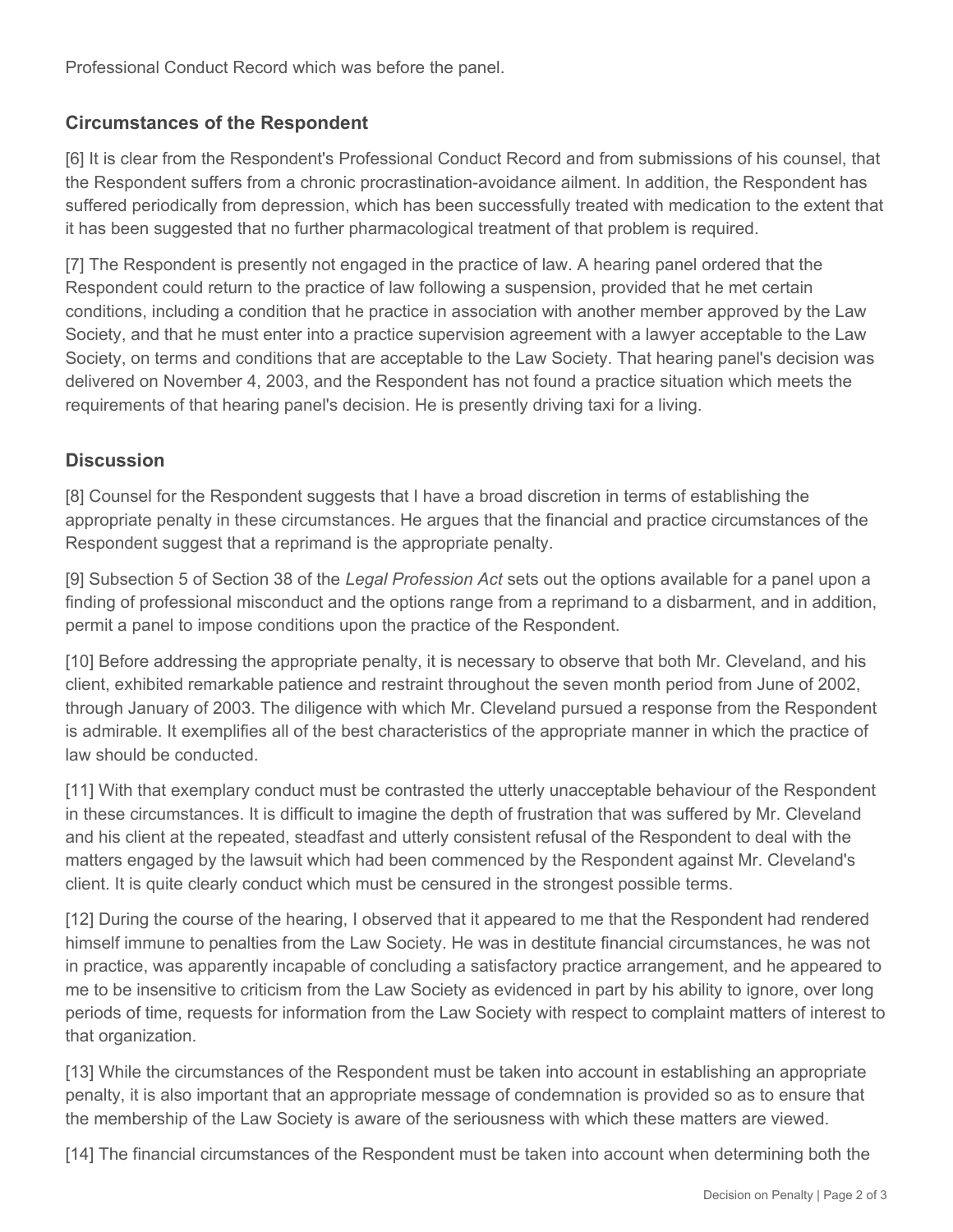Professional Conduct Record which was before the panel.

## Circumstances of the Respondent

[6] It is clear from the Respondent's Professional Conduct Record and from submissions of his counsel, that the Respondent suffers from a chronic procrastination-avoidance ailment. In addition, the Respondent has suffered periodically from depression, which has been successfully treated with medication to the extent that it has been suggested that no further pharmacological treatment of that problem is required.

[7] The Respondent is presently not engaged in the practice of law. A hearing panel ordered that the Respondent could return to the practice of law following a suspension, provided that he met certain conditions, including a condition that he practice in association with another member approved by the Law Society, and that he must enter into a practice supervision agreement with a lawyer acceptable to the Law Society, on terms and conditions that are acceptable to the Law Society. That hearing panel's decision was delivered on November 4, 2003, and the Respondent has not found a practice situation which meets the requirements of that hearing panel's decision. He is presently driving taxi for a living.

## Discussion

[8] Counsel for the Respondent suggests that I have a broad discretion in terms of establishing the appropriate penalty in these circumstances. He argues that the financial and practice circumstances of the Respondent suggest that a reprimand is the appropriate penalty.

[9] Subsection 5 of Section 38 of the *Legal Profession Act* sets out the options available for a panel upon a finding of professional misconduct and the options range from a reprimand to a disbarment, and in addition, permit a panel to impose conditions upon the practice of the Respondent.

[10] Before addressing the appropriate penalty, it is necessary to observe that both Mr. Cleveland, and his client, exhibited remarkable patience and restraint throughout the seven month period from June of 2002, through January of 2003. The diligence with which Mr. Cleveland pursued a response from the Respondent is admirable. It exemplifies all of the best characteristics of the appropriate manner in which the practice of law should be conducted.

[11] With that exemplary conduct must be contrasted the utterly unacceptable behaviour of the Respondent in these circumstances. It is difficult to imagine the depth of frustration that was suffered by Mr. Cleveland and his client at the repeated, steadfast and utterly consistent refusal of the Respondent to deal with the matters engaged by the lawsuit which had been commenced by the Respondent against Mr. Cleveland's client. It is quite clearly conduct which must be censured in the strongest possible terms.

[12] During the course of the hearing, I observed that it appeared to me that the Respondent had rendered himself immune to penalties from the Law Society. He was in destitute financial circumstances, he was not in practice, was apparently incapable of concluding a satisfactory practice arrangement, and he appeared to me to be insensitive to criticism from the Law Society as evidenced in part by his ability to ignore, over long periods of time, requests for information from the Law Society with respect to complaint matters of interest to that organization.

[13] While the circumstances of the Respondent must be taken into account in establishing an appropriate penalty, it is also important that an appropriate message of condemnation is provided so as to ensure that the membership of the Law Society is aware of the seriousness with which these matters are viewed.

[14] The financial circumstances of the Respondent must be taken into account when determining both the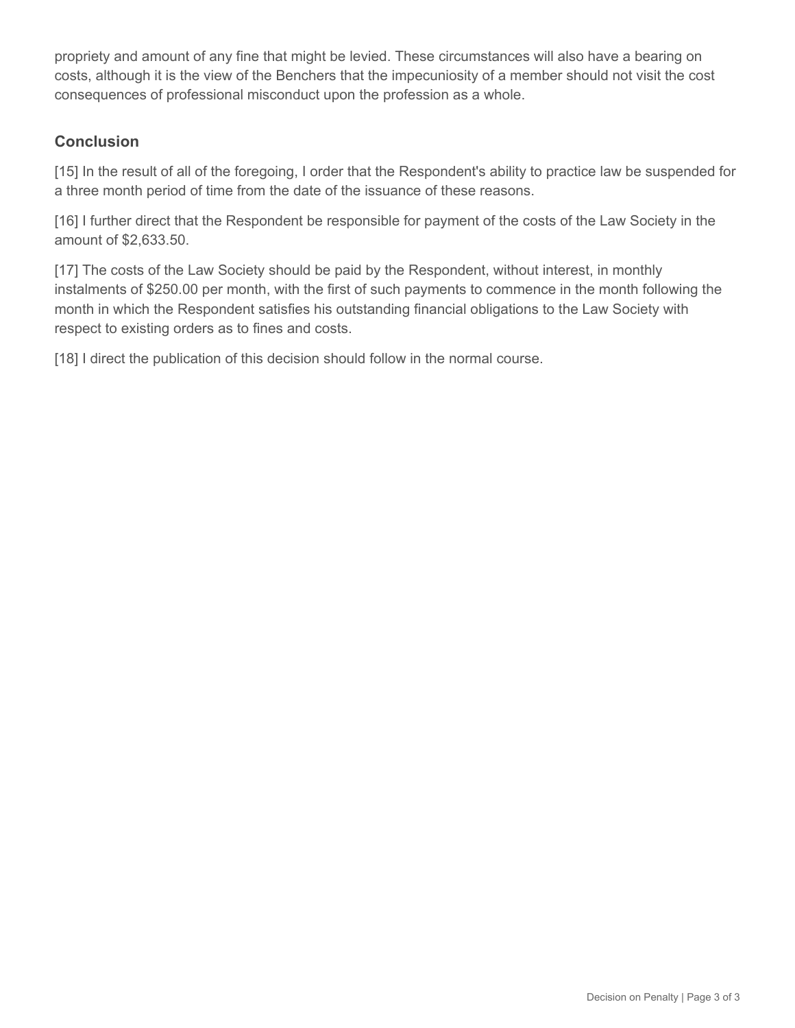propriety and amount of any fine that might be levied. These circumstances will also have a bearing on costs, although it is the view of the Benchers that the impecuniosity of a member should not visit the cost consequences of professional misconduct upon the profession as a whole.

## Conclusion

[15] In the result of all of the foregoing, I order that the Respondent's ability to practice law be suspended for a three month period of time from the date of the issuance of these reasons.

[16] I further direct that the Respondent be responsible for payment of the costs of the Law Society in the amount of $2,633.50.

[17] The costs of the Law Society should be paid by the Respondent, without interest, in monthly instalments of $250.00 per month, with the first of such payments to commence in the month following the month in which the Respondent satisfies his outstanding financial obligations to the Law Society with respect to existing orders as to fines and costs.

[18] I direct the publication of this decision should follow in the normal course.